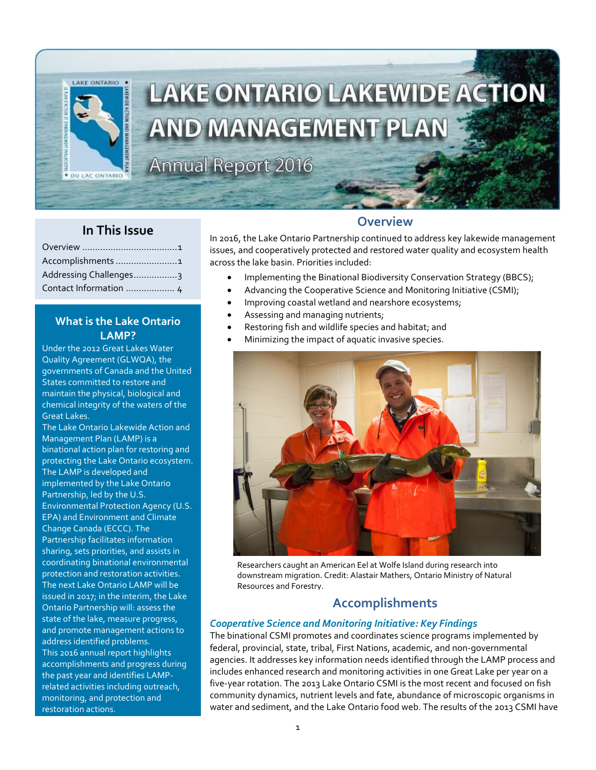# LAKE ONTARIO LAKEWIDE ACTION AND MANAGEMENT PLAN

Annual Report 2016

## In This Issue

Overview ....................................1
Accomplishments ........................1
Addressing Challenges.................3
Contact Information ................... 4

### What is the Lake Ontario LAMP?

Under the 2012 Great Lakes Water Quality Agreement (GLWQA), the governments of Canada and the United States committed to restore and maintain the physical, biological and chemical integrity of the waters of the Great Lakes.

The Lake Ontario Lakewide Action and Management Plan (LAMP) is a binational action plan for restoring and protecting the Lake Ontario ecosystem. The LAMP is developed and implemented by the Lake Ontario Partnership, led by the U.S. Environmental Protection Agency (U.S. EPA) and Environment and Climate Change Canada (ECCC). The Partnership facilitates information sharing, sets priorities, and assists in coordinating binational environmental protection and restoration activities.

The next Lake Ontario LAMP will be issued in 2017; in the interim, the Lake Ontario Partnership will: assess the state of the lake, measure progress, and promote management actions to address identified problems.

This 2016 annual report highlights accomplishments and progress during the past year and identifies LAMP-related activities including outreach, monitoring, and protection and restoration actions.

## Overview

In 2016, the Lake Ontario Partnership continued to address key lakewide management issues, and cooperatively protected and restored water quality and ecosystem health across the lake basin. Priorities included:

- Implementing the Binational Biodiversity Conservation Strategy (BBCS);
- Advancing the Cooperative Science and Monitoring Initiative (CSMI);
- Improving coastal wetland and nearshore ecosystems;
- Assessing and managing nutrients;
- Restoring fish and wildlife species and habitat; and
- Minimizing the impact of aquatic invasive species.

Researchers caught an American Eel at Wolfe Island during research into downstream migration. Credit: Alastair Mathers, Ontario Ministry of Natural Resources and Forestry.

## Accomplishments

### *Cooperative Science and Monitoring Initiative: Key Findings*

The binational CSMI promotes and coordinates science programs implemented by federal, provincial, state, tribal, First Nations, academic, and non-governmental agencies. It addresses key information needs identified through the LAMP process and includes enhanced research and monitoring activities in one Great Lake per year on a five-year rotation. The 2013 Lake Ontario CSMI is the most recent and focused on fish community dynamics, nutrient levels and fate, abundance of microscopic organisms in water and sediment, and the Lake Ontario food web. The results of the 2013 CSMI have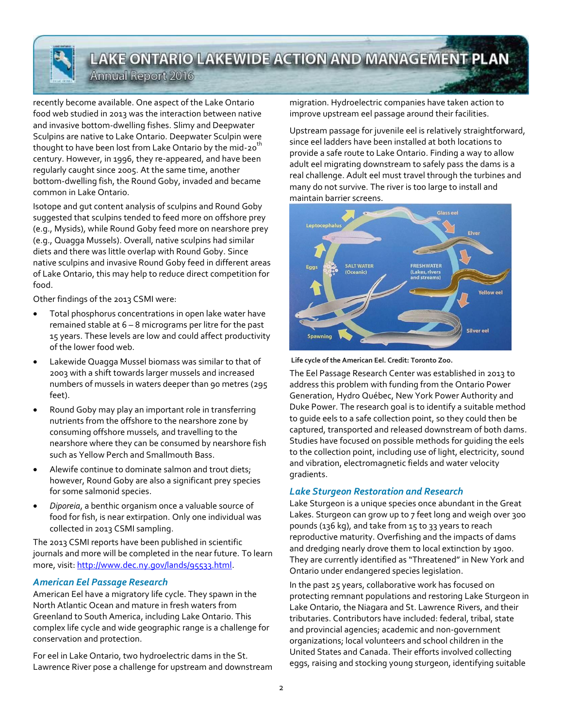recently become available. One aspect of the Lake Ontario food web studied in 2013 was the interaction between native and invasive bottom-dwelling fishes. Slimy and Deepwater Sculpins are native to Lake Ontario. Deepwater Sculpin were thought to have been lost from Lake Ontario by the mid-20th century. However, in 1996, they re-appeared, and have been regularly caught since 2005. At the same time, another bottom-dwelling fish, the Round Goby, invaded and became common in Lake Ontario.

Isotope and gut content analysis of sculpins and Round Goby suggested that sculpins tended to feed more on offshore prey (e.g., Mysids), while Round Goby feed more on nearshore prey (e.g., Quagga Mussels). Overall, native sculpins had similar diets and there was little overlap with Round Goby. Since native sculpins and invasive Round Goby feed in different areas of Lake Ontario, this may help to reduce direct competition for food.

Other findings of the 2013 CSMI were:

- Total phosphorus concentrations in open lake water have remained stable at 6 – 8 micrograms per litre for the past 15 years. These levels are low and could affect productivity of the lower food web.
- Lakewide Quagga Mussel biomass was similar to that of 2003 with a shift towards larger mussels and increased numbers of mussels in waters deeper than 90 metres (295 feet).
- Round Goby may play an important role in transferring nutrients from the offshore to the nearshore zone by consuming offshore mussels, and travelling to the nearshore where they can be consumed by nearshore fish such as Yellow Perch and Smallmouth Bass.
- Alewife continue to dominate salmon and trout diets; however, Round Goby are also a significant prey species for some salmonid species.
- *Diporeia*, a benthic organism once a valuable source of food for fish, is near extirpation. Only one individual was collected in 2013 CSMI sampling.

The 2013 CSMI reports have been published in scientific journals and more will be completed in the near future. To learn more, visit: http://www.dec.ny.gov/lands/95533.html.

### American Eel Passage Research

American Eel have a migratory life cycle. They spawn in the North Atlantic Ocean and mature in fresh waters from Greenland to South America, including Lake Ontario. This complex life cycle and wide geographic range is a challenge for conservation and protection.

For eel in Lake Ontario, two hydroelectric dams in the St. Lawrence River pose a challenge for upstream and downstream migration. Hydroelectric companies have taken action to improve upstream eel passage around their facilities.

Upstream passage for juvenile eel is relatively straightforward, since eel ladders have been installed at both locations to provide a safe route to Lake Ontario. Finding a way to allow adult eel migrating downstream to safely pass the dams is a real challenge. Adult eel must travel through the turbines and many do not survive. The river is too large to install and maintain barrier screens.

**Life cycle of the American Eel. Credit: Toronto Zoo.**

The Eel Passage Research Center was established in 2013 to address this problem with funding from the Ontario Power Generation, Hydro Québec, New York Power Authority and Duke Power. The research goal is to identify a suitable method to guide eels to a safe collection point, so they could then be captured, transported and released downstream of both dams. Studies have focused on possible methods for guiding the eels to the collection point, including use of light, electricity, sound and vibration, electromagnetic fields and water velocity gradients.

### Lake Sturgeon Restoration and Research

Lake Sturgeon is a unique species once abundant in the Great Lakes. Sturgeon can grow up to 7 feet long and weigh over 300 pounds (136 kg), and take from 15 to 33 years to reach reproductive maturity. Overfishing and the impacts of dams and dredging nearly drove them to local extinction by 1900. They are currently identified as "Threatened" in New York and Ontario under endangered species legislation.

In the past 25 years, collaborative work has focused on protecting remnant populations and restoring Lake Sturgeon in Lake Ontario, the Niagara and St. Lawrence Rivers, and their tributaries. Contributors have included: federal, tribal, state and provincial agencies; academic and non-government organizations; local volunteers and school children in the United States and Canada. Their efforts involved collecting eggs, raising and stocking young sturgeon, identifying suitable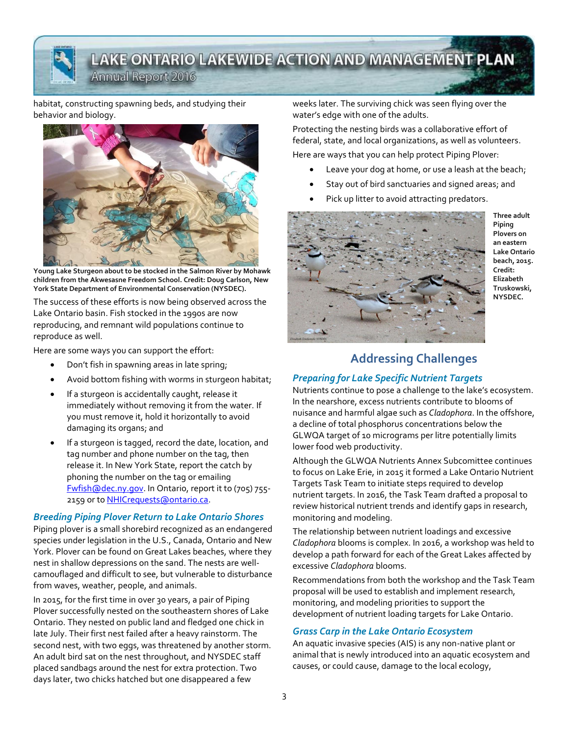habitat, constructing spawning beds, and studying their behavior and biology.

Young Lake Sturgeon about to be stocked in the Salmon River by Mohawk children from the Akwesasne Freedom School. Credit: Doug Carlson, New York State Department of Environmental Conservation (NYSDEC).

The success of these efforts is now being observed across the Lake Ontario basin. Fish stocked in the 1990s are now reproducing, and remnant wild populations continue to reproduce as well.

Here are some ways you can support the effort:

- Don't fish in spawning areas in late spring;
- Avoid bottom fishing with worms in sturgeon habitat;
- If a sturgeon is accidentally caught, release it immediately without removing it from the water. If you must remove it, hold it horizontally to avoid damaging its organs; and
- If a sturgeon is tagged, record the date, location, and tag number and phone number on the tag, then release it. In New York State, report the catch by phoning the number on the tag or emailing Fwfish@dec.ny.gov. In Ontario, report it to (705) 755-2159 or to NHICrequests@ontario.ca.

### *Breeding Piping Plover Return to Lake Ontario Shores*

Piping plover is a small shorebird recognized as an endangered species under legislation in the U.S., Canada, Ontario and New York. Plover can be found on Great Lakes beaches, where they nest in shallow depressions on the sand. The nests are well-camouflaged and difficult to see, but vulnerable to disturbance from waves, weather, people, and animals.

In 2015, for the first time in over 30 years, a pair of Piping Plover successfully nested on the southeastern shores of Lake Ontario. They nested on public land and fledged one chick in late July. Their first nest failed after a heavy rainstorm. The second nest, with two eggs, was threatened by another storm. An adult bird sat on the nest throughout, and NYSDEC staff placed sandbags around the nest for extra protection. Two days later, two chicks hatched but one disappeared a few weeks later. The surviving chick was seen flying over the water's edge with one of the adults.

Protecting the nesting birds was a collaborative effort of federal, state, and local organizations, as well as volunteers.

Here are ways that you can help protect Piping Plover:

- Leave your dog at home, or use a leash at the beach;
- Stay out of bird sanctuaries and signed areas; and
- Pick up litter to avoid attracting predators.

**Three adult Piping Plovers on an eastern Lake Ontario beach, 2015. Credit: Elizabeth Truskowski, NYSDEC.**

## Addressing Challenges

### *Preparing for Lake Specific Nutrient Targets*

Nutrients continue to pose a challenge to the lake's ecosystem. In the nearshore, excess nutrients contribute to blooms of nuisance and harmful algae such as *Cladophora*. In the offshore, a decline of total phosphorus concentrations below the GLWQA target of 10 micrograms per litre potentially limits lower food web productivity.

Although the GLWQA Nutrients Annex Subcomittee continues to focus on Lake Erie, in 2015 it formed a Lake Ontario Nutrient Targets Task Team to initiate steps required to develop nutrient targets. In 2016, the Task Team drafted a proposal to review historical nutrient trends and identify gaps in research, monitoring and modeling.

The relationship between nutrient loadings and excessive *Cladophora* blooms is complex. In 2016, a workshop was held to develop a path forward for each of the Great Lakes affected by excessive *Cladophora* blooms.

Recommendations from both the workshop and the Task Team proposal will be used to establish and implement research, monitoring, and modeling priorities to support the development of nutrient loading targets for Lake Ontario.

### *Grass Carp in the Lake Ontario Ecosystem*

An aquatic invasive species (AIS) is any non-native plant or animal that is newly introduced into an aquatic ecosystem and causes, or could cause, damage to the local ecology,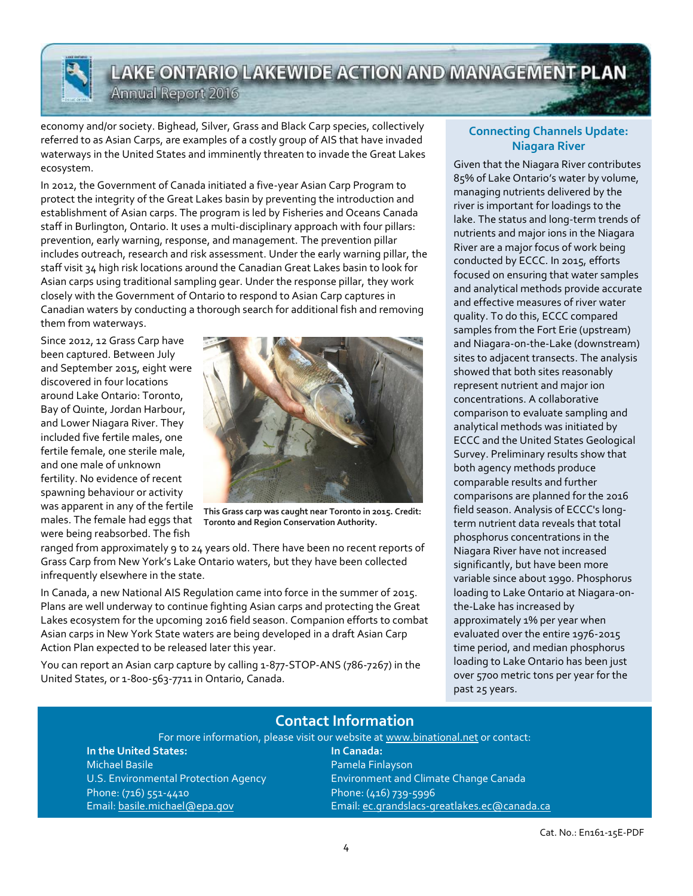economy and/or society. Bighead, Silver, Grass and Black Carp species, collectively referred to as Asian Carps, are examples of a costly group of AIS that have invaded waterways in the United States and imminently threaten to invade the Great Lakes ecosystem.

In 2012, the Government of Canada initiated a five-year Asian Carp Program to protect the integrity of the Great Lakes basin by preventing the introduction and establishment of Asian carps. The program is led by Fisheries and Oceans Canada staff in Burlington, Ontario. It uses a multi-disciplinary approach with four pillars: prevention, early warning, response, and management. The prevention pillar includes outreach, research and risk assessment. Under the early warning pillar, the staff visit 34 high risk locations around the Canadian Great Lakes basin to look for Asian carps using traditional sampling gear. Under the response pillar, they work closely with the Government of Ontario to respond to Asian Carp captures in Canadian waters by conducting a thorough search for additional fish and removing them from waterways.

Since 2012, 12 Grass Carp have been captured. Between July and September 2015, eight were discovered in four locations around Lake Ontario: Toronto, Bay of Quinte, Jordan Harbour, and Lower Niagara River. They included five fertile males, one fertile female, one sterile male, and one male of unknown fertility. No evidence of recent spawning behaviour or activity was apparent in any of the fertile males. The female had eggs that were being reabsorbed. The fish ranged from approximately 9 to 24 years old. There have been no recent reports of Grass Carp from New York's Lake Ontario waters, but they have been collected infrequently elsewhere in the state.

**This Grass carp was caught near Toronto in 2015. Credit: Toronto and Region Conservation Authority.**

In Canada, a new National AIS Regulation came into force in the summer of 2015. Plans are well underway to continue fighting Asian carps and protecting the Great Lakes ecosystem for the upcoming 2016 field season. Companion efforts to combat Asian carps in New York State waters are being developed in a draft Asian Carp Action Plan expected to be released later this year.

You can report an Asian carp capture by calling 1-877-STOP-ANS (786-7267) in the United States, or 1-800-563-7711 in Ontario, Canada.

## Connecting Channels Update: Niagara River

Given that the Niagara River contributes 85% of Lake Ontario's water by volume, managing nutrients delivered by the river is important for loadings to the lake. The status and long-term trends of nutrients and major ions in the Niagara River are a major focus of work being conducted by ECCC. In 2015, efforts focused on ensuring that water samples and analytical methods provide accurate and effective measures of river water quality. To do this, ECCC compared samples from the Fort Erie (upstream) and Niagara-on-the-Lake (downstream) sites to adjacent transects. The analysis showed that both sites reasonably represent nutrient and major ion concentrations. A collaborative comparison to evaluate sampling and analytical methods was initiated by ECCC and the United States Geological Survey. Preliminary results show that both agency methods produce comparable results and further comparisons are planned for the 2016 field season. Analysis of ECCC's long-term nutrient data reveals that total phosphorus concentrations in the Niagara River have not increased significantly, but have been more variable since about 1990. Phosphorus loading to Lake Ontario at Niagara-on-the-Lake has increased by approximately 1% per year when evaluated over the entire 1976-2015 time period, and median phosphorus loading to Lake Ontario has been just over 5700 metric tons per year for the past 25 years.

## Contact Information

For more information, please visit our website at www.binational.net or contact:

**In the United States:**
Michael Basile
U.S. Environmental Protection Agency
Phone: (716) 551-4410
Email: basile.michael@epa.gov

**In Canada:**
Pamela Finlayson
Environment and Climate Change Canada
Phone: (416) 739-5996
Email: ec.grandslacs-greatlakes.ec@canada.ca

Cat. No.: En161-15E-PDF